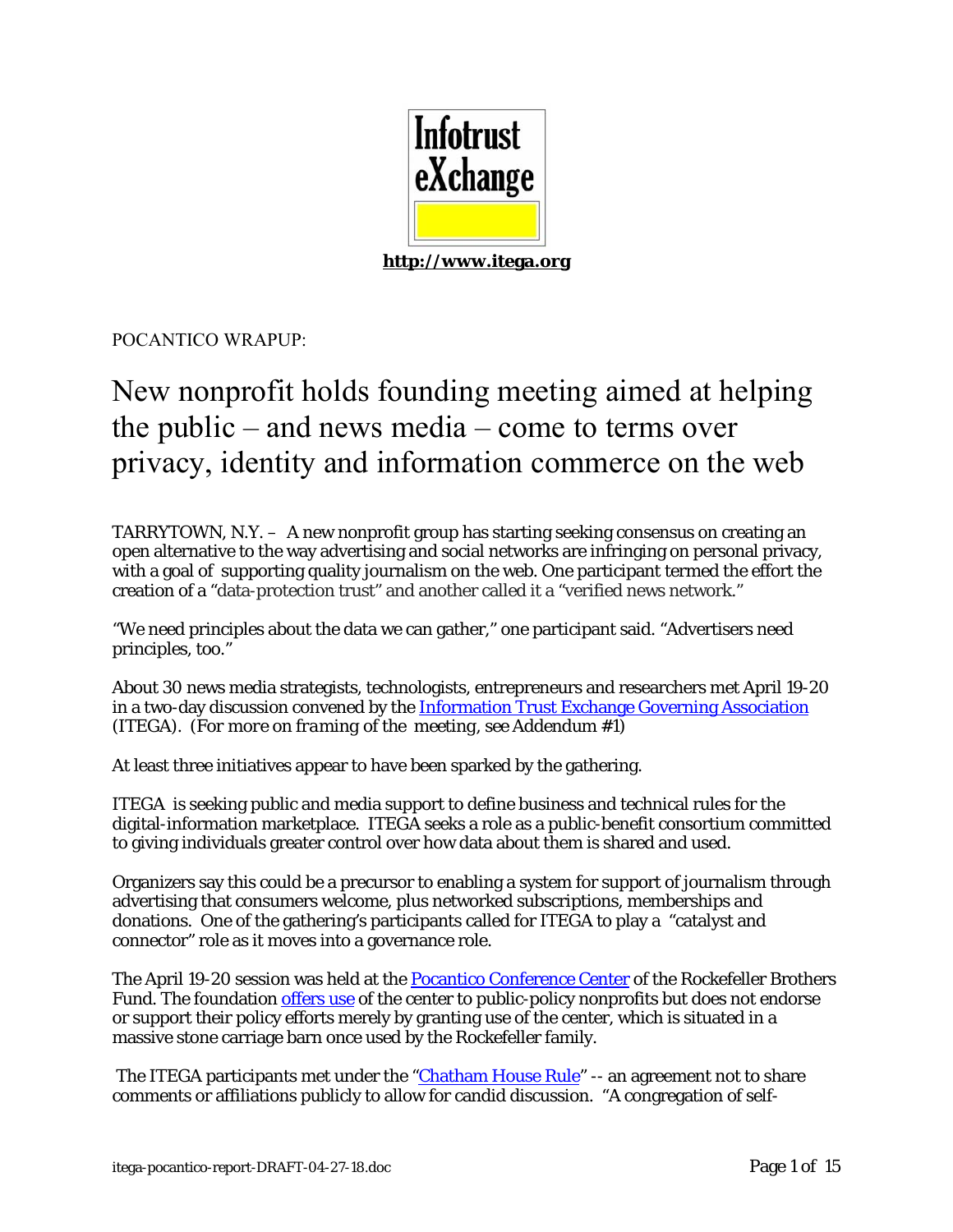**Infotrust eXchange**

**http://www.itega.org**

POCANTICO WRAPUP:

# New nonprofit holds founding meeting aimed at helping the public – and news media – come to terms over privacy, identity and information commerce on the web

TARRYTOWN, N.Y. – A new nonprofit group has starting seeking consensus on creating an open alternative to the way advertising and social networks are infringing on personal privacy, with a goal of supporting quality journalism on the web. One participant termed the effort the creation of a "data-protection trust" and another called it a "verified news network."

"We need principles about the data we can gather," one participant said. "Advertisers need principles, too."

About 30 news media strategists, technologists, entrepreneurs and researchers met April 19-20 in a two-day discussion convened by the Information Trust Exchange Governing Association (ITEGA). (*For more on framing of the meeting, see Addendum #1*)

At least three initiatives appear to have been sparked by the gathering.

ITEGA is seeking public and media support to define business and technical rules for the digital-information marketplace. ITEGA seeks a role as a public-benefit consortium committed to giving individuals greater control over how data about them is shared and used.

Organizers say this could be a precursor to enabling a system for support of journalism through advertising that consumers welcome, plus networked subscriptions, memberships and donations. One of the gathering's participants called for ITEGA to play a "catalyst and connector" role as it moves into a governance role.

The April 19-20 session was held at the Pocantico Conference Center of the Rockefeller Brothers Fund. The foundation offers use of the center to public-policy nonprofits but does not endorse or support their policy efforts merely by granting use of the center, which is situated in a massive stone carriage barn once used by the Rockefeller family.

The ITEGA participants met under the "Chatham House Rule" -- an agreement not to share comments or affiliations publicly to allow for candid discussion. "A congregation of self-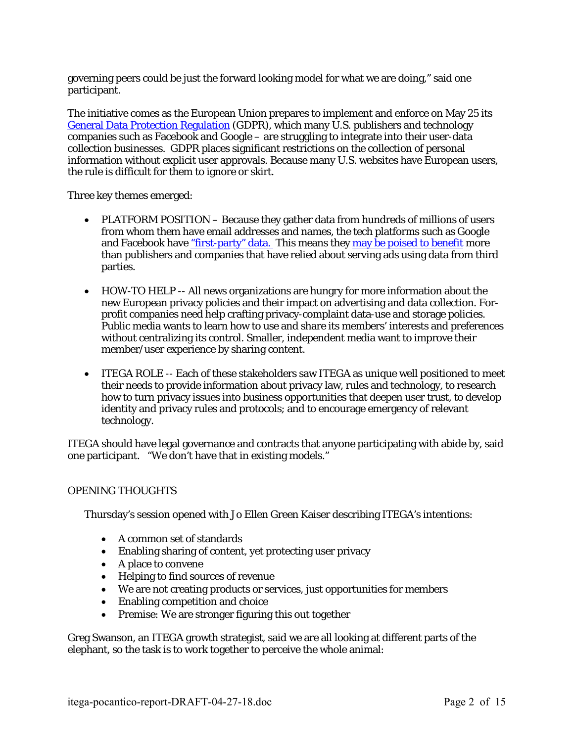governing peers could be just the forward looking model for what we are doing," said one participant.

The initiative comes as the European Union prepares to implement and enforce on May 25 its [General Data Protection Regulation](#) (GDPR), which many U.S. publishers and technology companies such as Facebook and Google – are struggling to integrate into their user-data collection businesses. GDPR places significant restrictions on the collection of personal information without explicit user approvals. Because many U.S. websites have European users, the rule is difficult for them to ignore or skirt.

Three key themes emerged:

- PLATFORM POSITION – Because they gather data from hundreds of millions of users from whom them have email addresses and names, the tech platforms such as Google and Facebook have ["first-party" data.](#) This means they [may be poised to benefit](#) more than publishers and companies that have relied about serving ads using data from third parties.

- HOW-TO HELP -- All news organizations are hungry for more information about the new European privacy policies and their impact on advertising and data collection. For-profit companies need help crafting privacy-complaint data-use and storage policies. Public media wants to learn how to use and share its members' interests and preferences without centralizing its control. Smaller, independent media want to improve their member/user experience by sharing content.

- ITEGA ROLE -- Each of these stakeholders saw ITEGA as unique well positioned to meet their needs to provide information about privacy law, rules and technology, to research how to turn privacy issues into business opportunities that deepen user trust, to develop identity and privacy rules and protocols; and to encourage emergency of relevant technology.

ITEGA should have legal governance and contracts that anyone participating with abide by, said one participant. "We don't have that in existing models."

## OPENING THOUGHTS

Thursday's session opened with Jo Ellen Green Kaiser describing ITEGA's intentions:

- A common set of standards
- Enabling sharing of content, yet protecting user privacy
- A place to convene
- Helping to find sources of revenue
- We are not creating products or services, just opportunities for members
- Enabling competition and choice
- Premise: We are stronger figuring this out together

Greg Swanson, an ITEGA growth strategist, said we are all looking at different parts of the elephant, so the task is to work together to perceive the whole animal: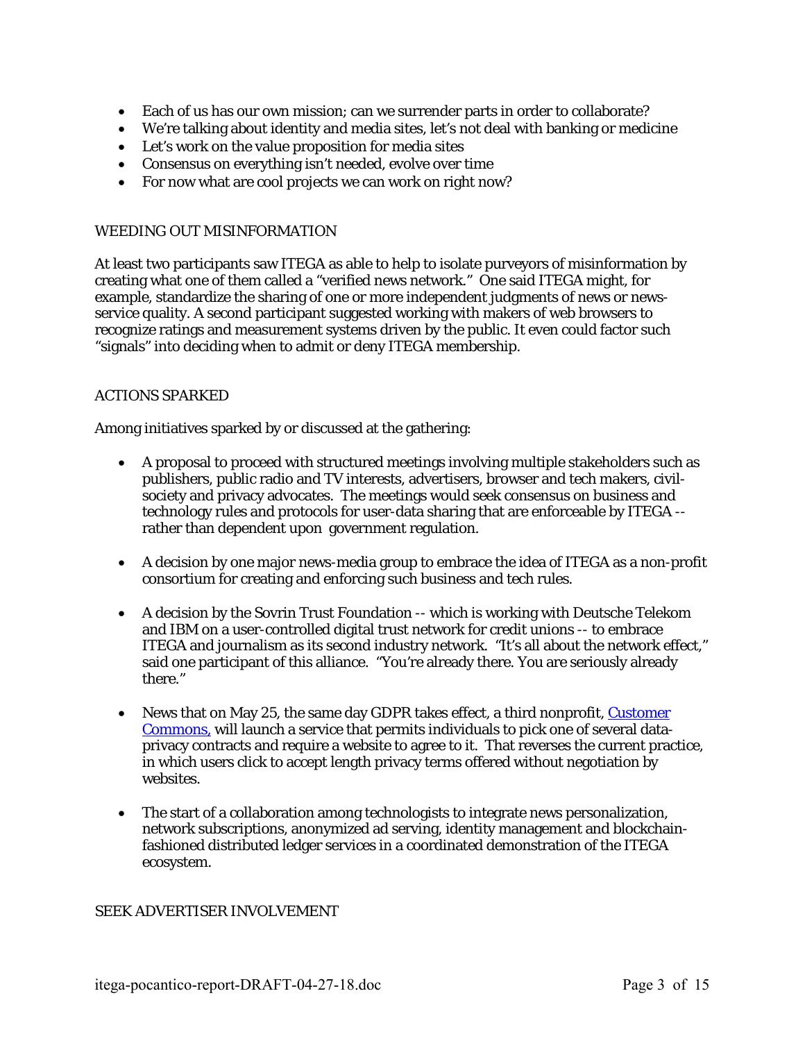- Each of us has our own mission; can we surrender parts in order to collaborate?
- We're talking about identity and media sites, let's not deal with banking or medicine
- Let's work on the value proposition for media sites
- Consensus on everything isn't needed, evolve over time
- For now what are cool projects we can work on right now?

## WEEDING OUT MISINFORMATION

At least two participants saw ITEGA as able to help to isolate purveyors of misinformation by creating what one of them called a "verified news network." One said ITEGA might, for example, standardize the sharing of one or more independent judgments of news or news-service quality. A second participant suggested working with makers of web browsers to recognize ratings and measurement systems driven by the public. It even could factor such "signals" into deciding when to admit or deny ITEGA membership.

## ACTIONS SPARKED

Among initiatives sparked by or discussed at the gathering:

- A proposal to proceed with structured meetings involving multiple stakeholders such as publishers, public radio and TV interests, advertisers, browser and tech makers, civil-society and privacy advocates. The meetings would seek consensus on business and technology rules and protocols for user-data sharing that are enforceable by ITEGA -- rather than dependent upon government regulation.

- A decision by one major news-media group to embrace the idea of ITEGA as a non-profit consortium for creating and enforcing such business and tech rules.

- A decision by the Sovrin Trust Foundation -- which is working with Deutsche Telekom and IBM on a user-controlled digital trust network for credit unions -- to embrace ITEGA and journalism as its second industry network. "It's all about the network effect," said one participant of this alliance. "You're already there. You are seriously already there."

- News that on May 25, the same day GDPR takes effect, a third nonprofit, [Customer Commons,]() will launch a service that permits individuals to pick one of several data-privacy contracts and require a website to agree to it. That reverses the current practice, in which users click to accept length privacy terms offered without negotiation by websites.

- The start of a collaboration among technologists to integrate news personalization, network subscriptions, anonymized ad serving, identity management and blockchain-fashioned distributed ledger services in a coordinated demonstration of the ITEGA ecosystem.

## SEEK ADVERTISER INVOLVEMENT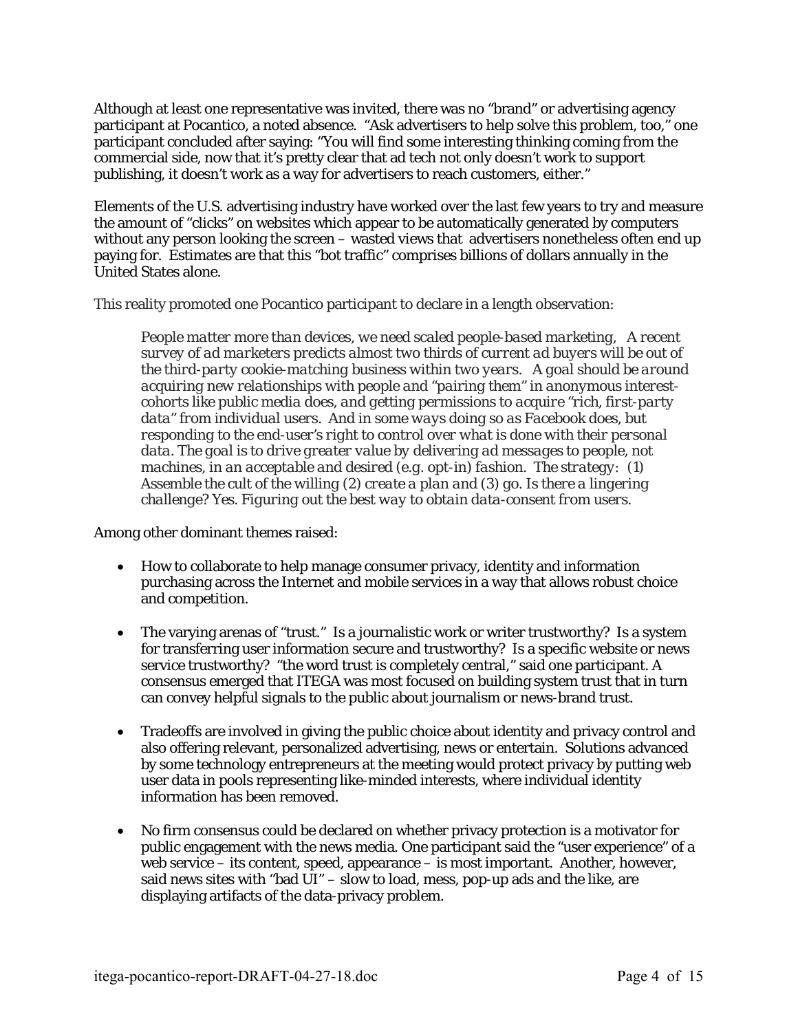Although at least one representative was invited, there was no "brand" or advertising agency participant at Pocantico, a noted absence. "Ask advertisers to help solve this problem, too," one participant concluded after saying: "You will find some interesting thinking coming from the commercial side, now that it's pretty clear that ad tech not only doesn't work to support publishing, it doesn't work as a way for advertisers to reach customers, either."

Elements of the U.S. advertising industry have worked over the last few years to try and measure the amount of "clicks" on websites which appear to be automatically generated by computers without any person looking the screen – wasted views that advertisers nonetheless often end up paying for. Estimates are that this "bot traffic" comprises billions of dollars annually in the United States alone.

This reality promoted one Pocantico participant to declare in a length observation:

> *People matter more than devices, we need scaled people-based marketing, A recent survey of ad marketers predicts almost two thirds of current ad buyers will be out of the third-party cookie-matching business within two years. A goal should be around acquiring new relationships with people and "pairing them" in anonymous interest-cohorts like public media does, and getting permissions to acquire "rich, first-party data" from individual users. And in some ways doing so as Facebook does, but responding to the end-user's right to control over what is done with their personal data. The goal is to drive greater value by delivering ad messages to people, not machines, in an acceptable and desired (e.g. opt-in) fashion. The strategy: (1) Assemble the cult of the willing (2) create a plan and (3) go. Is there a lingering challenge? Yes. Figuring out the best way to obtain data-consent from users.*

Among other dominant themes raised:

- How to collaborate to help manage consumer privacy, identity and information purchasing across the Internet and mobile services in a way that allows robust choice and competition.

- The varying arenas of "trust." Is a journalistic work or writer trustworthy? Is a system for transferring user information secure and trustworthy? Is a specific website or news service trustworthy? "the word trust is completely central," said one participant. A consensus emerged that ITEGA was most focused on building system trust that in turn can convey helpful signals to the public about journalism or news-brand trust.

- Tradeoffs are involved in giving the public choice about identity and privacy control and also offering relevant, personalized advertising, news or entertain. Solutions advanced by some technology entrepreneurs at the meeting would protect privacy by putting web user data in pools representing like-minded interests, where individual identity information has been removed.

- No firm consensus could be declared on whether privacy protection is a motivator for public engagement with the news media. One participant said the "user experience" of a web service – its content, speed, appearance – is most important. Another, however, said news sites with "bad UI" – slow to load, mess, pop-up ads and the like, are displaying artifacts of the data-privacy problem.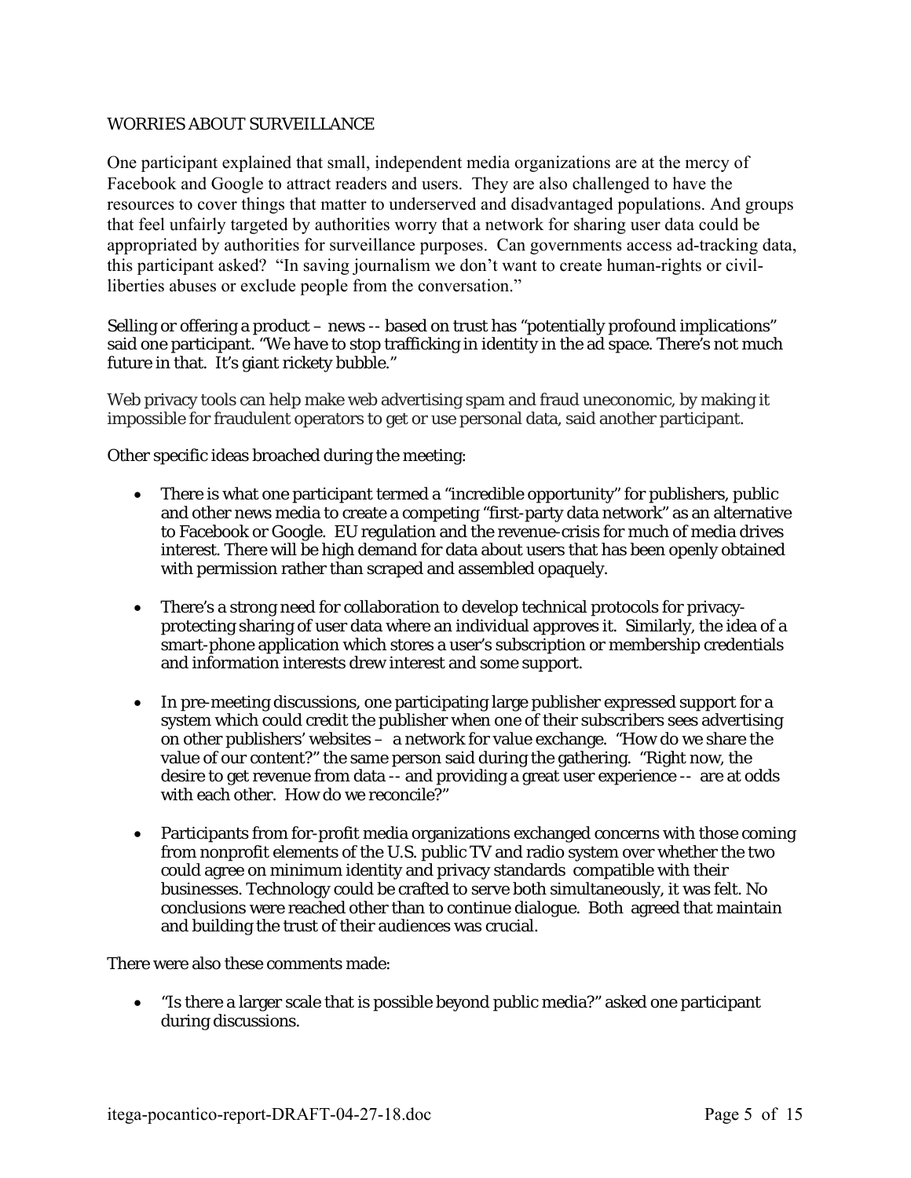## WORRIES ABOUT SURVEILLANCE

One participant explained that small, independent media organizations are at the mercy of Facebook and Google to attract readers and users. They are also challenged to have the resources to cover things that matter to underserved and disadvantaged populations. And groups that feel unfairly targeted by authorities worry that a network for sharing user data could be appropriated by authorities for surveillance purposes. Can governments access ad-tracking data, this participant asked? "In saving journalism we don't want to create human-rights or civil-liberties abuses or exclude people from the conversation."

Selling or offering a product – news -- based on trust has "potentially profound implications" said one participant. "We have to stop trafficking in identity in the ad space. There's not much future in that. It's giant rickety bubble."

Web privacy tools can help make web advertising spam and fraud uneconomic, by making it impossible for fraudulent operators to get or use personal data, said another participant.

Other specific ideas broached during the meeting:

- There is what one participant termed a "incredible opportunity" for publishers, public and other news media to create a competing "first-party data network" as an alternative to Facebook or Google. EU regulation and the revenue-crisis for much of media drives interest. There will be high demand for data about users that has been openly obtained with permission rather than scraped and assembled opaquely.

- There's a strong need for collaboration to develop technical protocols for privacy-protecting sharing of user data where an individual approves it. Similarly, the idea of a smart-phone application which stores a user's subscription or membership credentials and information interests drew interest and some support.

- In pre-meeting discussions, one participating large publisher expressed support for a system which could credit the publisher when one of their subscribers sees advertising on other publishers' websites – a network for value exchange. "How do we share the value of our content?" the same person said during the gathering. "Right now, the desire to get revenue from data -- and providing a great user experience -- are at odds with each other. How do we reconcile?"

- Participants from for-profit media organizations exchanged concerns with those coming from nonprofit elements of the U.S. public TV and radio system over whether the two could agree on minimum identity and privacy standards compatible with their businesses. Technology could be crafted to serve both simultaneously, it was felt. No conclusions were reached other than to continue dialogue. Both agreed that maintain and building the trust of their audiences was crucial.

There were also these comments made:

- "Is there a larger scale that is possible beyond public media?" asked one participant during discussions.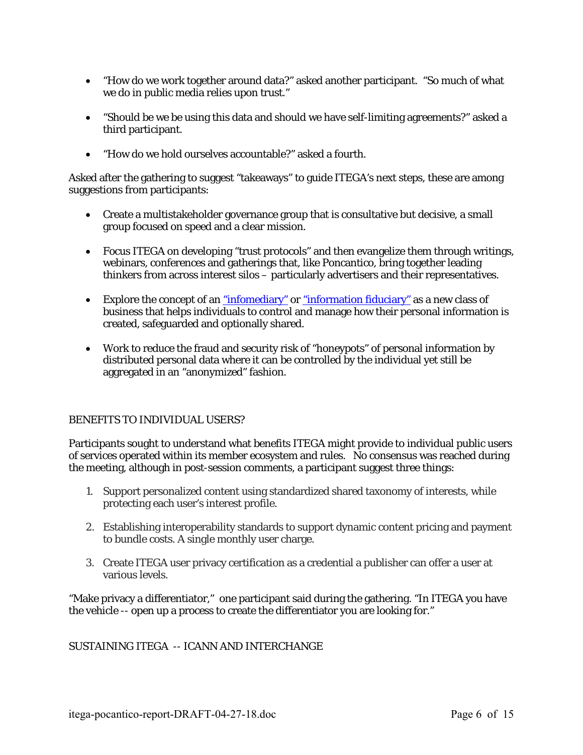- "How do we work together around data?" asked another participant. "So much of what we do in public media relies upon trust."

- "Should be we be using this data and should we have self-limiting agreements?" asked a third participant.

- "How do we hold ourselves accountable?" asked a fourth.

Asked after the gathering to suggest "takeaways" to guide ITEGA's next steps, these are among suggestions from participants:

- Create a multistakeholder governance group that is consultative but decisive, a small group focused on speed and a clear mission.

- Focus ITEGA on developing "trust protocols" and then evangelize them through writings, webinars, conferences and gatherings that, like Poncantico, bring together leading thinkers from across interest silos – particularly advertisers and their representatives.

- Explore the concept of an "infomediary" or "information fiduciary" as a new class of business that helps individuals to control and manage how their personal information is created, safeguarded and optionally shared.

- Work to reduce the fraud and security risk of "honeypots" of personal information by distributed personal data where it can be controlled by the individual yet still be aggregated in an "anonymized" fashion.

BENEFITS TO INDIVIDUAL USERS?

Participants sought to understand what benefits ITEGA might provide to individual public users of services operated within its member ecosystem and rules. No consensus was reached during the meeting, although in post-session comments, a participant suggest three things:

1. Support personalized content using standardized shared taxonomy of interests, while protecting each user's interest profile.

2. Establishing interoperability standards to support dynamic content pricing and payment to bundle costs. A single monthly user charge.

3. Create ITEGA user privacy certification as a credential a publisher can offer a user at various levels.

"Make privacy a differentiator," one participant said during the gathering. "In ITEGA you have the vehicle -- open up a process to create the differentiator you are looking for."

SUSTAINING ITEGA -- ICANN AND INTERCHANGE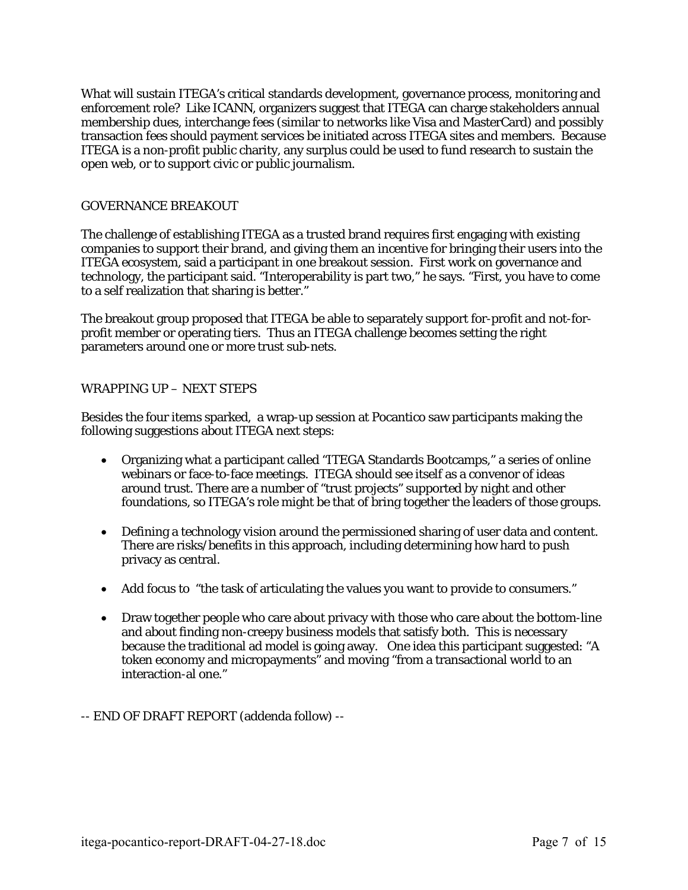What will sustain ITEGA's critical standards development, governance process, monitoring and enforcement role? Like ICANN, organizers suggest that ITEGA can charge stakeholders annual membership dues, interchange fees (similar to networks like Visa and MasterCard) and possibly transaction fees should payment services be initiated across ITEGA sites and members. Because ITEGA is a non-profit public charity, any surplus could be used to fund research to sustain the open web, or to support civic or public journalism.

## GOVERNANCE BREAKOUT

The challenge of establishing ITEGA as a trusted brand requires first engaging with existing companies to support their brand, and giving them an incentive for bringing their users into the ITEGA ecosystem, said a participant in one breakout session. First work on governance and technology, the participant said. "Interoperability is part two," he says. "First, you have to come to a self realization that sharing is better."

The breakout group proposed that ITEGA be able to separately support for-profit and not-for-profit member or operating tiers. Thus an ITEGA challenge becomes setting the right parameters around one or more trust sub-nets.

## WRAPPING UP – NEXT STEPS

Besides the four items sparked, a wrap-up session at Pocantico saw participants making the following suggestions about ITEGA next steps:

- Organizing what a participant called "ITEGA Standards Bootcamps," a series of online webinars or face-to-face meetings. ITEGA should see itself as a convenor of ideas around trust. There are a number of "trust projects" supported by night and other foundations, so ITEGA's role might be that of bring together the leaders of those groups.
- Defining a technology vision around the permissioned sharing of user data and content. There are risks/benefits in this approach, including determining how hard to push privacy as central.
- Add focus to "the task of articulating the values you want to provide to consumers."
- Draw together people who care about privacy with those who care about the bottom-line and about finding non-creepy business models that satisfy both. This is necessary because the traditional ad model is going away. One idea this participant suggested: "A token economy and micropayments" and moving "from a transactional world to an interaction-al one."

-- END OF DRAFT REPORT (addenda follow) --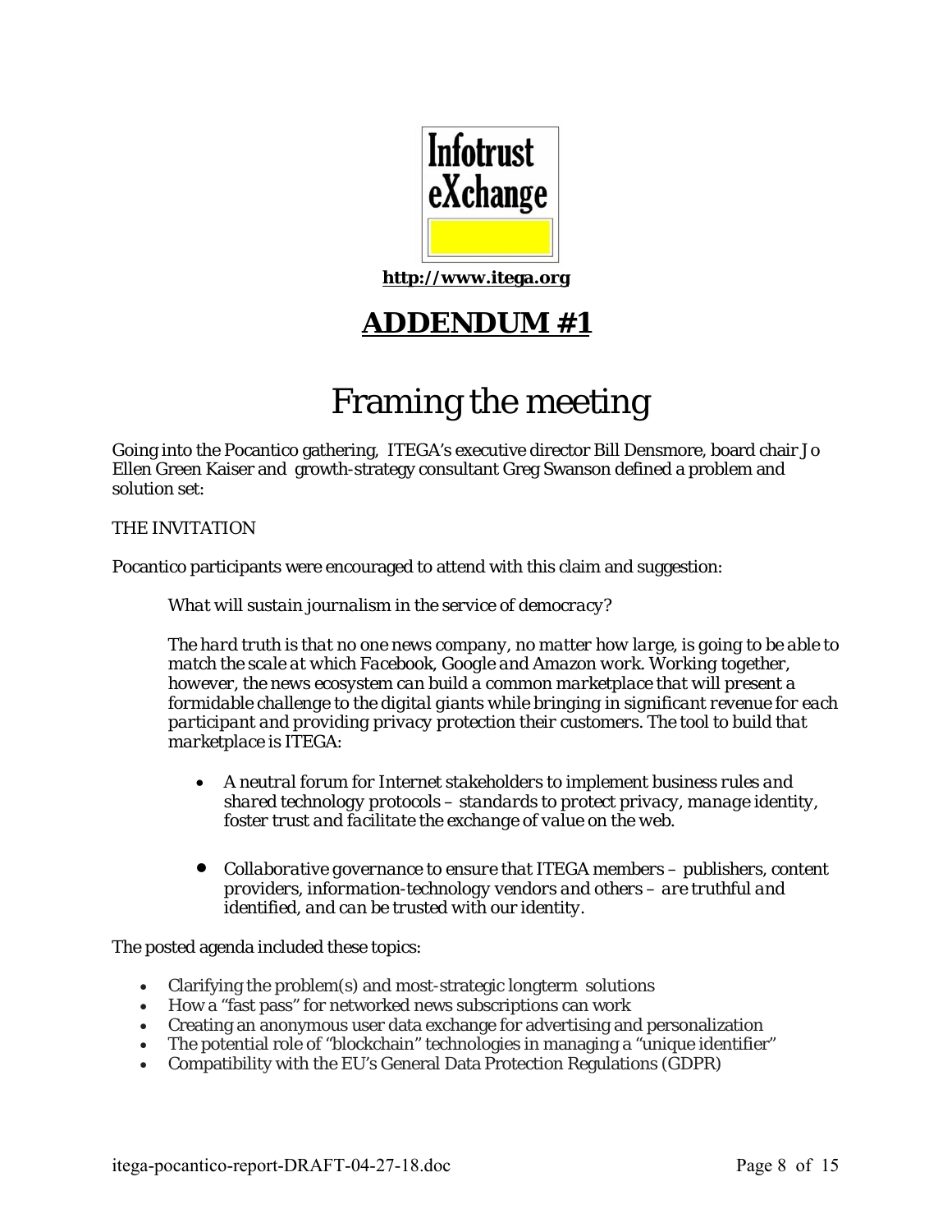Infotrust eXchange

**http://www.itega.org**

## ADDENDUM #1

# Framing the meeting

Going into the Pocantico gathering, ITEGA's executive director Bill Densmore, board chair Jo Ellen Green Kaiser and growth-strategy consultant Greg Swanson defined a problem and solution set:

THE INVITATION

Pocantico participants were encouraged to attend with this claim and suggestion:

> *What will sustain journalism in the service of democracy?*
>
> *The hard truth is that no one news company, no matter how large, is going to be able to match the scale at which Facebook, Google and Amazon work. Working together, however, the news ecosystem can build a common marketplace that will present a formidable challenge to the digital giants while bringing in significant revenue for each participant and providing privacy protection their customers. The tool to build that marketplace is ITEGA:*
>
> - *A neutral forum for Internet stakeholders to implement business rules and shared technology protocols – standards to protect privacy, manage identity, foster trust and facilitate the exchange of value on the web.*
> - *Collaborative governance to ensure that ITEGA members – publishers, content providers, information-technology vendors and others – are truthful and identified, and can be trusted with our identity.*

The posted agenda included these topics:

- Clarifying the problem(s) and most-strategic longterm solutions
- How a "fast pass" for networked news subscriptions can work
- Creating an anonymous user data exchange for advertising and personalization
- The potential role of "blockchain" technologies in managing a "unique identifier"
- Compatibility with the EU's General Data Protection Regulations (GDPR)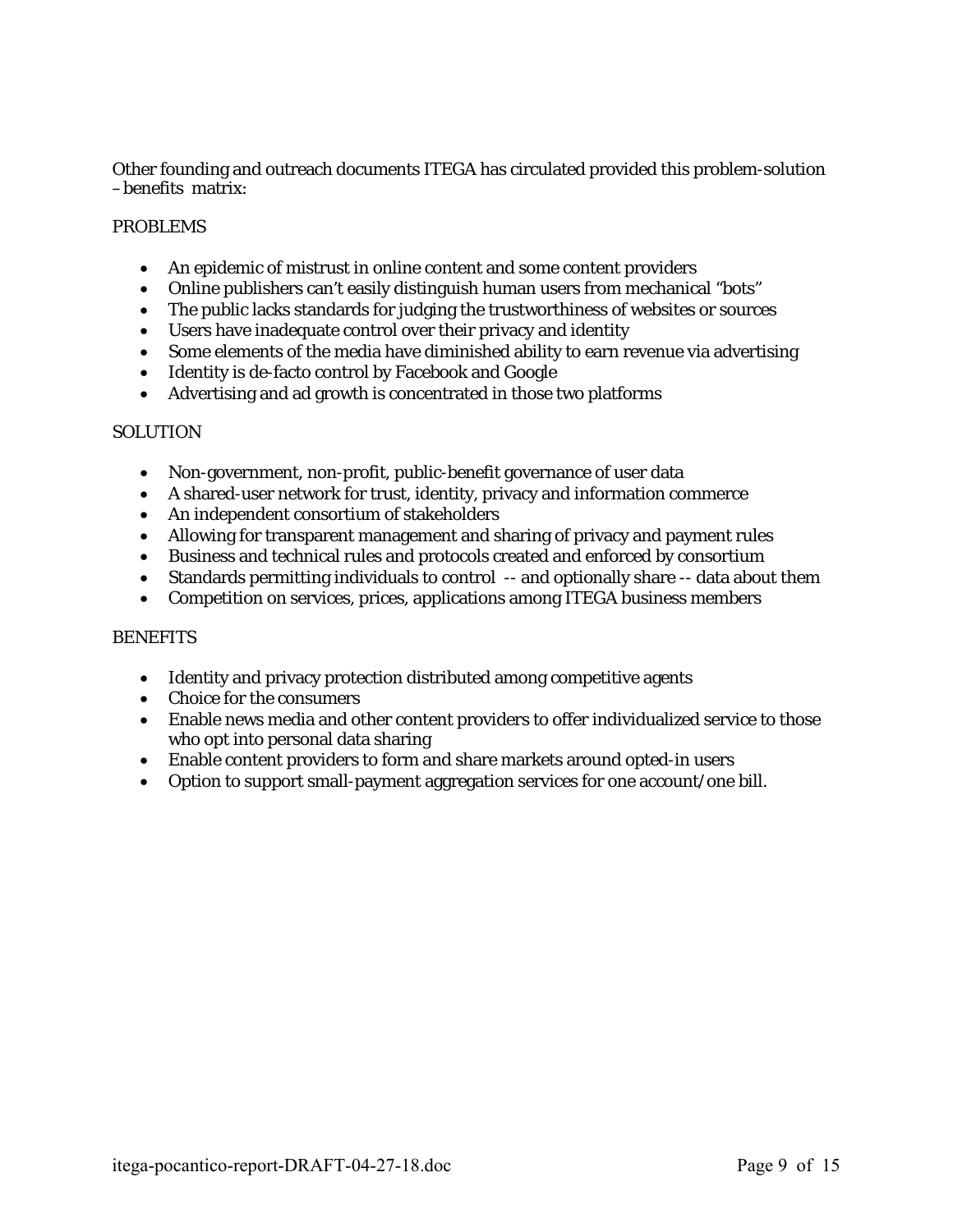Other founding and outreach documents ITEGA has circulated provided this problem-solution –benefits matrix:

PROBLEMS

- An epidemic of mistrust in online content and some content providers
- Online publishers can't easily distinguish human users from mechanical "bots"
- The public lacks standards for judging the trustworthiness of websites or sources
- Users have inadequate control over their privacy and identity
- Some elements of the media have diminished ability to earn revenue via advertising
- Identity is de-facto control by Facebook and Google
- Advertising and ad growth is concentrated in those two platforms

SOLUTION

- Non-government, non-profit, public-benefit governance of user data
- A shared-user network for trust, identity, privacy and information commerce
- An independent consortium of stakeholders
- Allowing for transparent management and sharing of privacy and payment rules
- Business and technical rules and protocols created and enforced by consortium
- Standards permitting individuals to control -- and optionally share -- data about them
- Competition on services, prices, applications among ITEGA business members

BENEFITS

- Identity and privacy protection distributed among competitive agents
- Choice for the consumers
- Enable news media and other content providers to offer individualized service to those who opt into personal data sharing
- Enable content providers to form and share markets around opted-in users
- Option to support small-payment aggregation services for one account/one bill.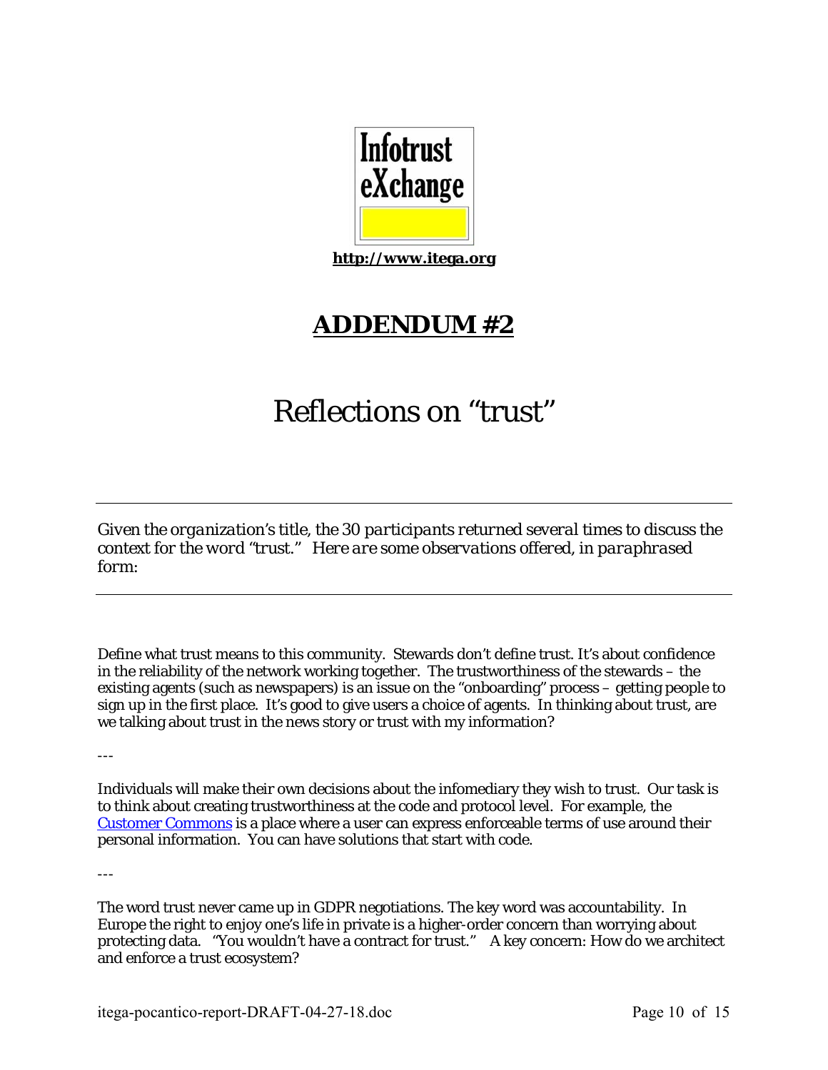Infotrust eXchange

**http://www.itega.org**

# ADDENDUM #2

## Reflections on "trust"

---

*Given the organization's title, the 30 participants returned several times to discuss the context for the word "trust." Here are some observations offered, in paraphrased form:*

---

Define what trust means to this community. Stewards don't define trust. It's about confidence in the reliability of the network working together. The trustworthiness of the stewards – the existing agents (such as newspapers) is an issue on the "onboarding" process – getting people to sign up in the first place. It's good to give users a choice of agents. In thinking about trust, are we talking about trust in the news story or trust with my information?

---

Individuals will make their own decisions about the infomediary they wish to trust. Our task is to think about creating trustworthiness at the code and protocol level. For example, the Customer Commons is a place where a user can express enforceable terms of use around their personal information. You can have solutions that start with code.

---

The word trust never came up in GDPR negotiations. The key word was accountability. In Europe the right to enjoy one's life in private is a higher-order concern than worrying about protecting data. "You wouldn't have a contract for trust." A key concern: How do we architect and enforce a trust ecosystem?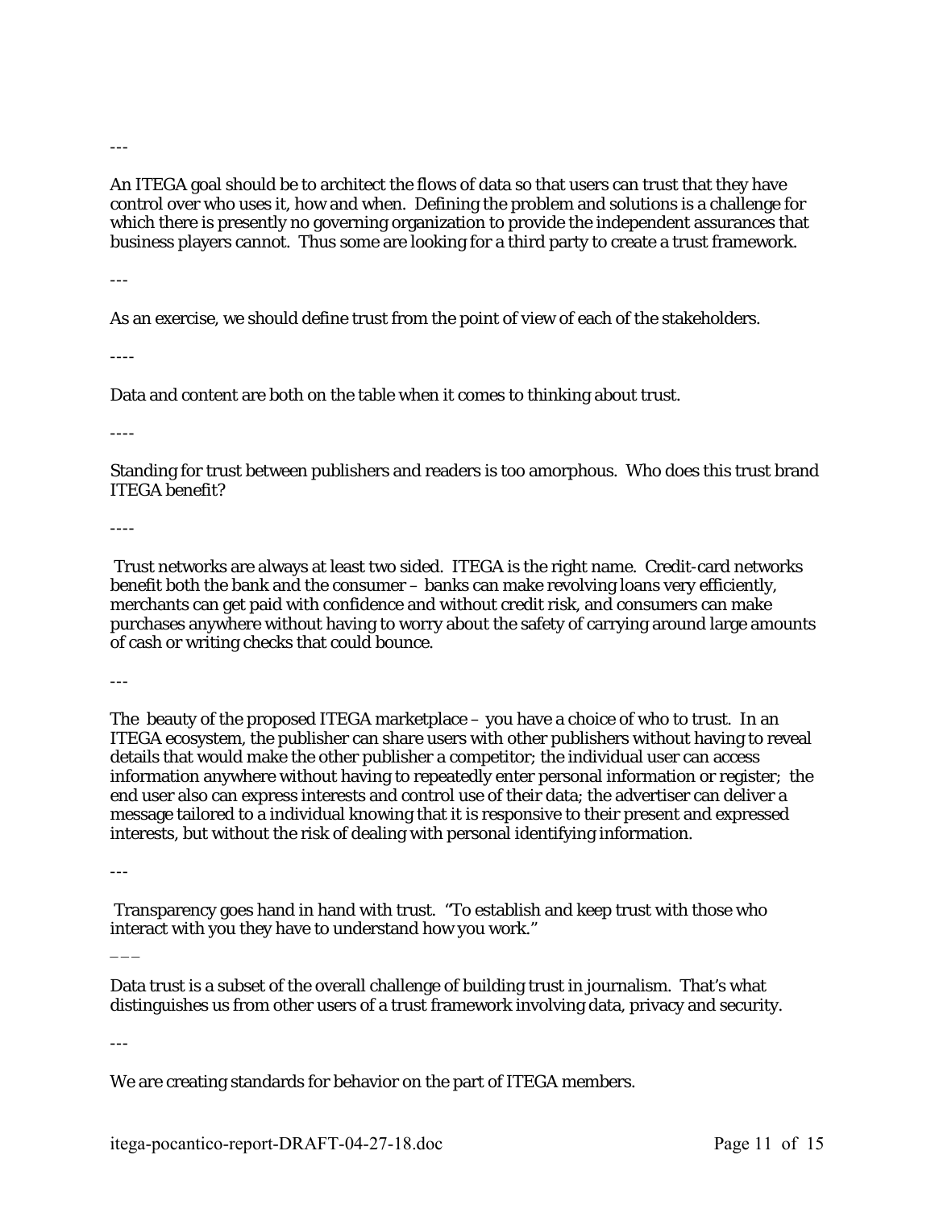---

An ITEGA goal should be to architect the flows of data so that users can trust that they have control over who uses it, how and when. Defining the problem and solutions is a challenge for which there is presently no governing organization to provide the independent assurances that business players cannot. Thus some are looking for a third party to create a trust framework.

---

As an exercise, we should define trust from the point of view of each of the stakeholders.

----

Data and content are both on the table when it comes to thinking about trust.

----

Standing for trust between publishers and readers is too amorphous. Who does this trust brand ITEGA benefit?

----

Trust networks are always at least two sided. ITEGA is the right name. Credit-card networks benefit both the bank and the consumer – banks can make revolving loans very efficiently, merchants can get paid with confidence and without credit risk, and consumers can make purchases anywhere without having to worry about the safety of carrying around large amounts of cash or writing checks that could bounce.

---

The beauty of the proposed ITEGA marketplace – you have a choice of who to trust. In an ITEGA ecosystem, the publisher can share users with other publishers without having to reveal details that would make the other publisher a competitor; the individual user can access information anywhere without having to repeatedly enter personal information or register; the end user also can express interests and control use of their data; the advertiser can deliver a message tailored to a individual knowing that it is responsive to their present and expressed interests, but without the risk of dealing with personal identifying information.

---

Transparency goes hand in hand with trust. "To establish and keep trust with those who interact with you they have to understand how you work."

___

Data trust is a subset of the overall challenge of building trust in journalism. That's what distinguishes us from other users of a trust framework involving data, privacy and security.

---

We are creating standards for behavior on the part of ITEGA members.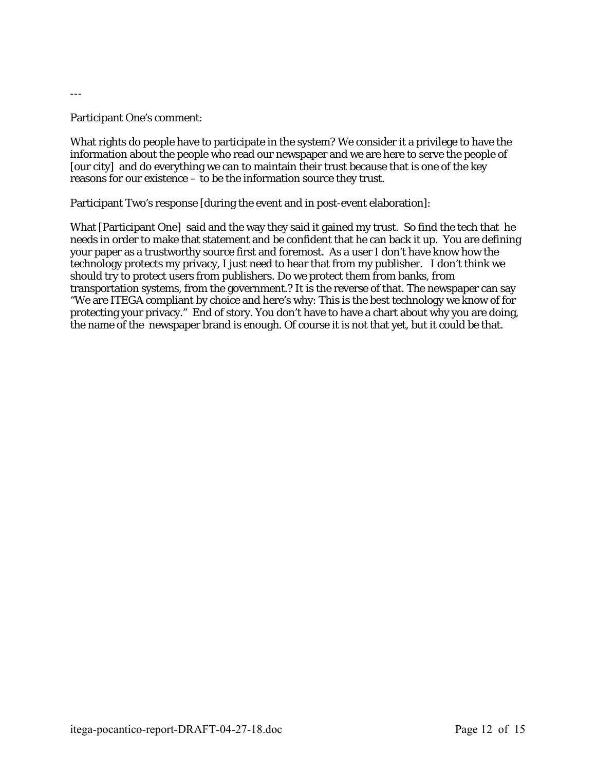---

Participant One's comment:

What rights do people have to participate in the system? We consider it a privilege to have the information about the people who read our newspaper and we are here to serve the people of [our city] and do everything we can to maintain their trust because that is one of the key reasons for our existence – to be the information source they trust.

Participant Two's response [during the event and in post-event elaboration]:

What [Participant One] said and the way they said it gained my trust. So find the tech that he needs in order to make that statement and be confident that he can back it up. You are defining your paper as a trustworthy source first and foremost. As a user I don't have know how the technology protects my privacy, I just need to hear that from my publisher. I don't think we should try to protect users from publishers. Do we protect them from banks, from transportation systems, from the government.? It is the reverse of that. The newspaper can say "We are ITEGA compliant by choice and here's why: This is the best technology we know of for protecting your privacy." End of story. You don't have to have a chart about why you are doing, the name of the newspaper brand is enough. Of course it is not that yet, but it could be that.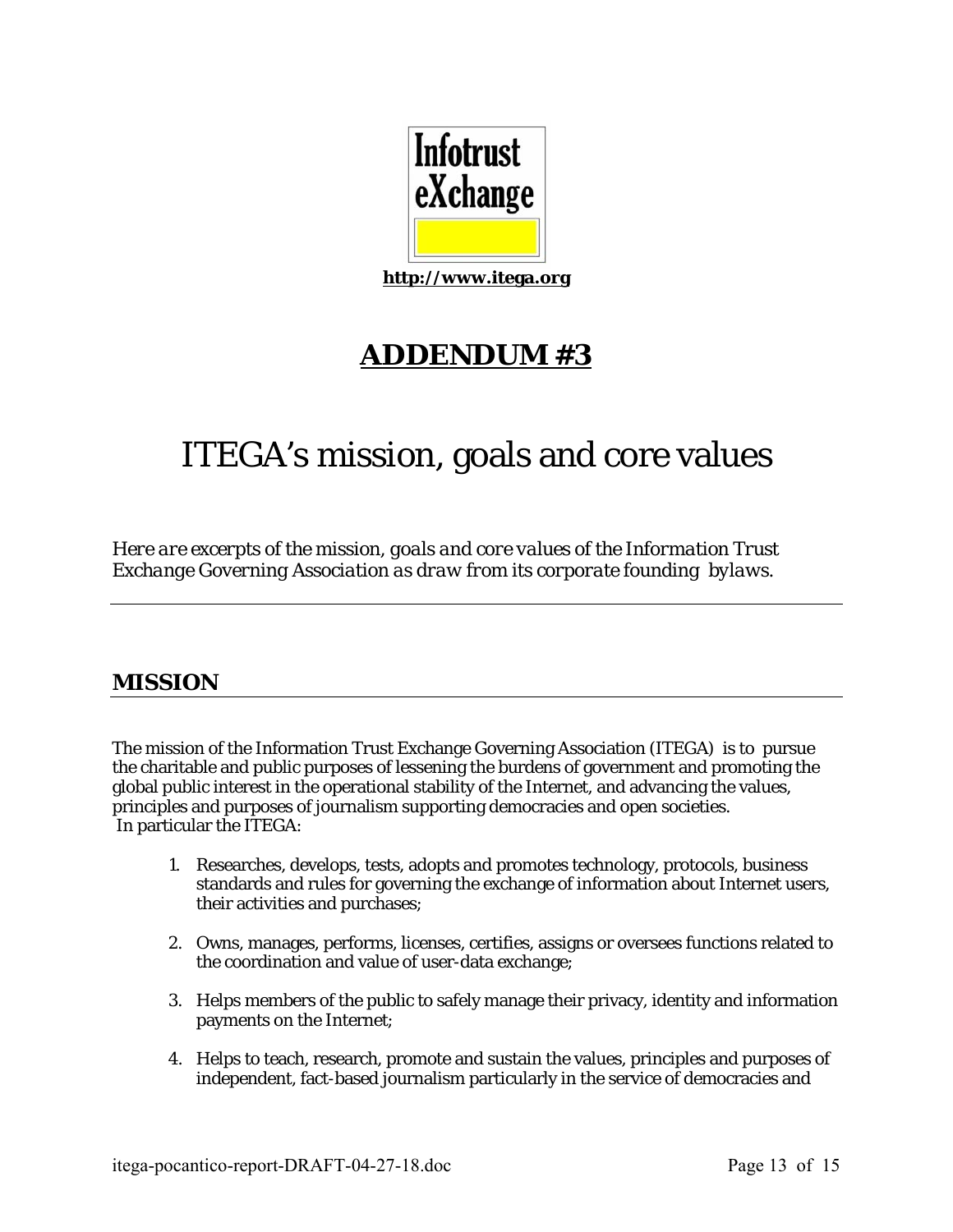Infotrust
eXchange

**http://www.itega.org**

# ADDENDUM #3

# ITEGA's mission, goals and core values

*Here are excerpts of the mission, goals and core values of the Information Trust Exchange Governing Association as draw from its corporate founding bylaws.*

---

## MISSION

The mission of the Information Trust Exchange Governing Association (ITEGA) is to pursue the charitable and public purposes of lessening the burdens of government and promoting the global public interest in the operational stability of the Internet, and advancing the values, principles and purposes of journalism supporting democracies and open societies.
In particular the ITEGA:

1. Researches, develops, tests, adopts and promotes technology, protocols, business standards and rules for governing the exchange of information about Internet users, their activities and purchases;

2. Owns, manages, performs, licenses, certifies, assigns or oversees functions related to the coordination and value of user-data exchange;

3. Helps members of the public to safely manage their privacy, identity and information payments on the Internet;

4. Helps to teach, research, promote and sustain the values, principles and purposes of independent, fact-based journalism particularly in the service of democracies and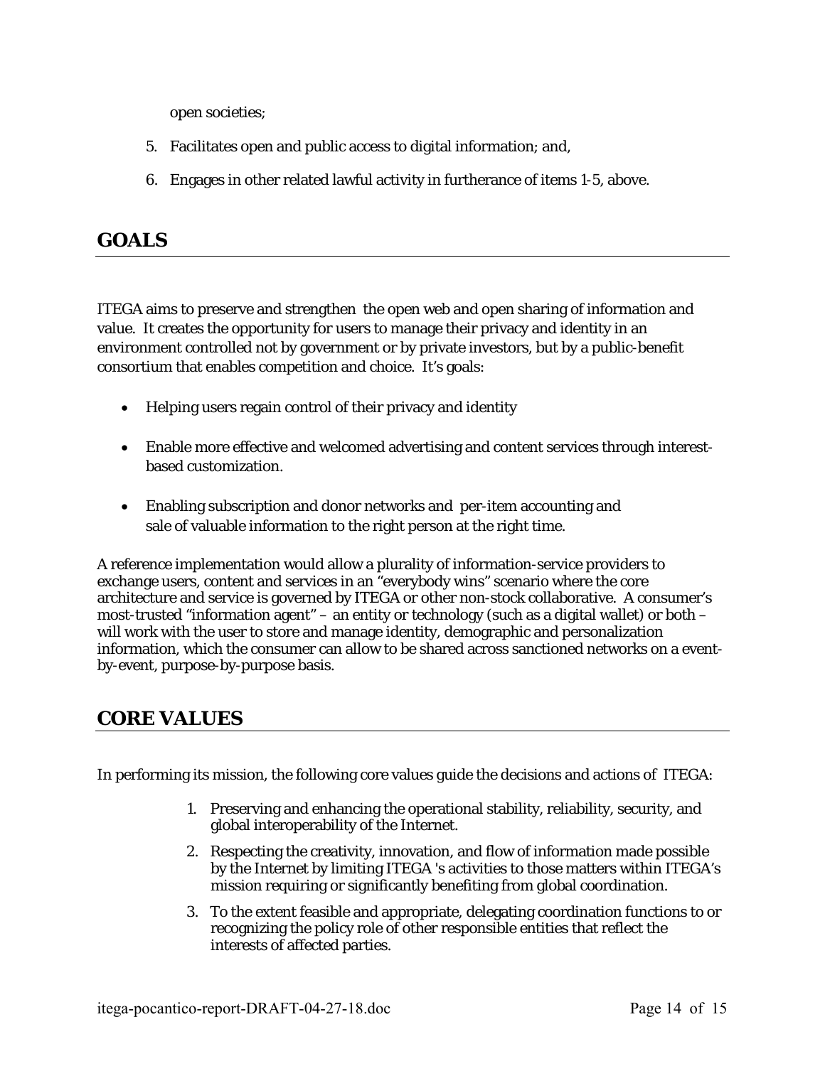open societies;

5. Facilitates open and public access to digital information; and,
6. Engages in other related lawful activity in furtherance of items 1-5, above.

## GOALS

ITEGA aims to preserve and strengthen the open web and open sharing of information and value. It creates the opportunity for users to manage their privacy and identity in an environment controlled not by government or by private investors, but by a public-benefit consortium that enables competition and choice. It's goals:

- Helping users regain control of their privacy and identity
- Enable more effective and welcomed advertising and content services through interest-based customization.
- Enabling subscription and donor networks and per-item accounting and sale of valuable information to the right person at the right time.

A reference implementation would allow a plurality of information-service providers to exchange users, content and services in an "everybody wins" scenario where the core architecture and service is governed by ITEGA or other non-stock collaborative. A consumer's most-trusted "information agent" – an entity or technology (such as a digital wallet) or both – will work with the user to store and manage identity, demographic and personalization information, which the consumer can allow to be shared across sanctioned networks on a event-by-event, purpose-by-purpose basis.

## CORE VALUES

In performing its mission, the following core values guide the decisions and actions of ITEGA:

1. Preserving and enhancing the operational stability, reliability, security, and global interoperability of the Internet.
2. Respecting the creativity, innovation, and flow of information made possible by the Internet by limiting ITEGA 's activities to those matters within ITEGA's mission requiring or significantly benefiting from global coordination.
3. To the extent feasible and appropriate, delegating coordination functions to or recognizing the policy role of other responsible entities that reflect the interests of affected parties.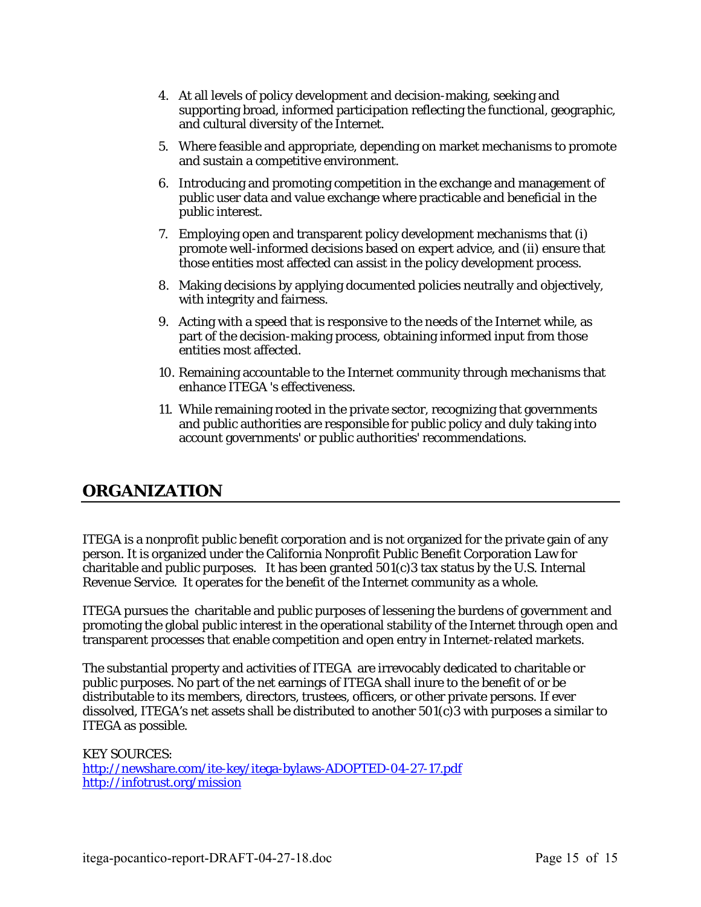4. At all levels of policy development and decision-making, seeking and supporting broad, informed participation reflecting the functional, geographic, and cultural diversity of the Internet.

5. Where feasible and appropriate, depending on market mechanisms to promote and sustain a competitive environment.

6. Introducing and promoting competition in the exchange and management of public user data and value exchange where practicable and beneficial in the public interest.

7. Employing open and transparent policy development mechanisms that (i) promote well-informed decisions based on expert advice, and (ii) ensure that those entities most affected can assist in the policy development process.

8. Making decisions by applying documented policies neutrally and objectively, with integrity and fairness.

9. Acting with a speed that is responsive to the needs of the Internet while, as part of the decision-making process, obtaining informed input from those entities most affected.

10. Remaining accountable to the Internet community through mechanisms that enhance ITEGA 's effectiveness.

11. While remaining rooted in the private sector, recognizing that governments and public authorities are responsible for public policy and duly taking into account governments' or public authorities' recommendations.

## ORGANIZATION

ITEGA is a nonprofit public benefit corporation and is not organized for the private gain of any person. It is organized under the California Nonprofit Public Benefit Corporation Law for charitable and public purposes. It has been granted 501(c)3 tax status by the U.S. Internal Revenue Service. It operates for the benefit of the Internet community as a whole.

ITEGA pursues the charitable and public purposes of lessening the burdens of government and promoting the global public interest in the operational stability of the Internet through open and transparent processes that enable competition and open entry in Internet-related markets.

The substantial property and activities of ITEGA are irrevocably dedicated to charitable or public purposes. No part of the net earnings of ITEGA shall inure to the benefit of or be distributable to its members, directors, trustees, officers, or other private persons. If ever dissolved, ITEGA's net assets shall be distributed to another 501(c)3 with purposes a similar to ITEGA as possible.

KEY SOURCES:
http://newshare.com/ite-key/itega-bylaws-ADOPTED-04-27-17.pdf
http://infotrust.org/mission